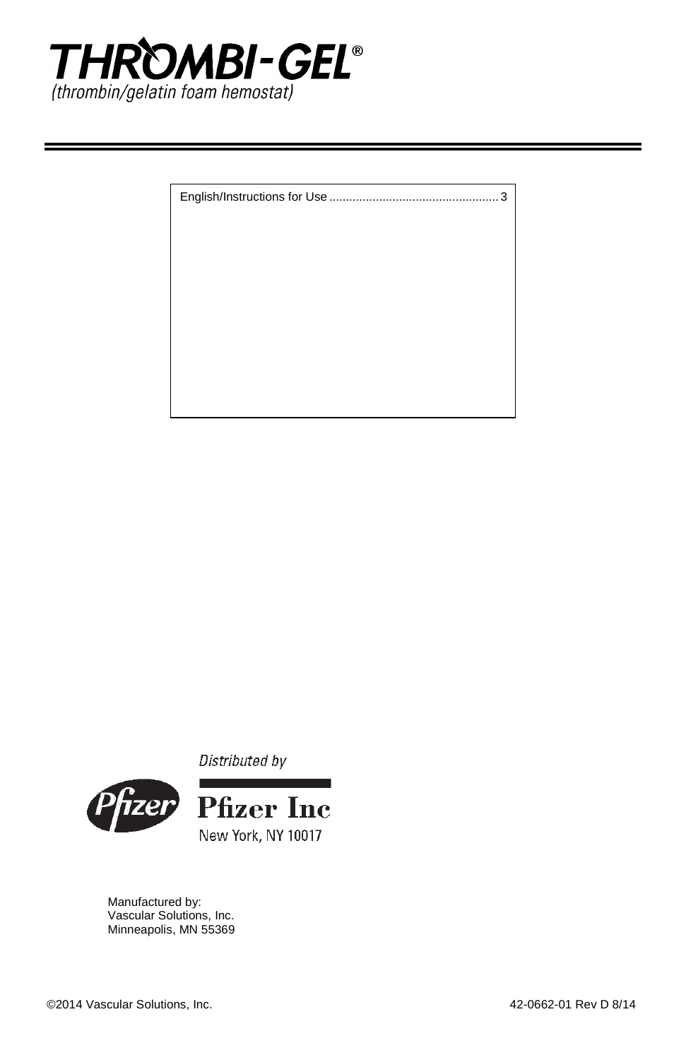# THROMBI-GEL®

*(thrombin/gelatin foam hemostat)*

---

English/Instructions for Use .................................................. 3

*Distributed by*

**Pfizer Inc**

New York, NY 10017

Manufactured by:
Vascular Solutions, Inc.
Minneapolis, MN 55369

©2014 Vascular Solutions, Inc.

42-0662-01 Rev D 8/14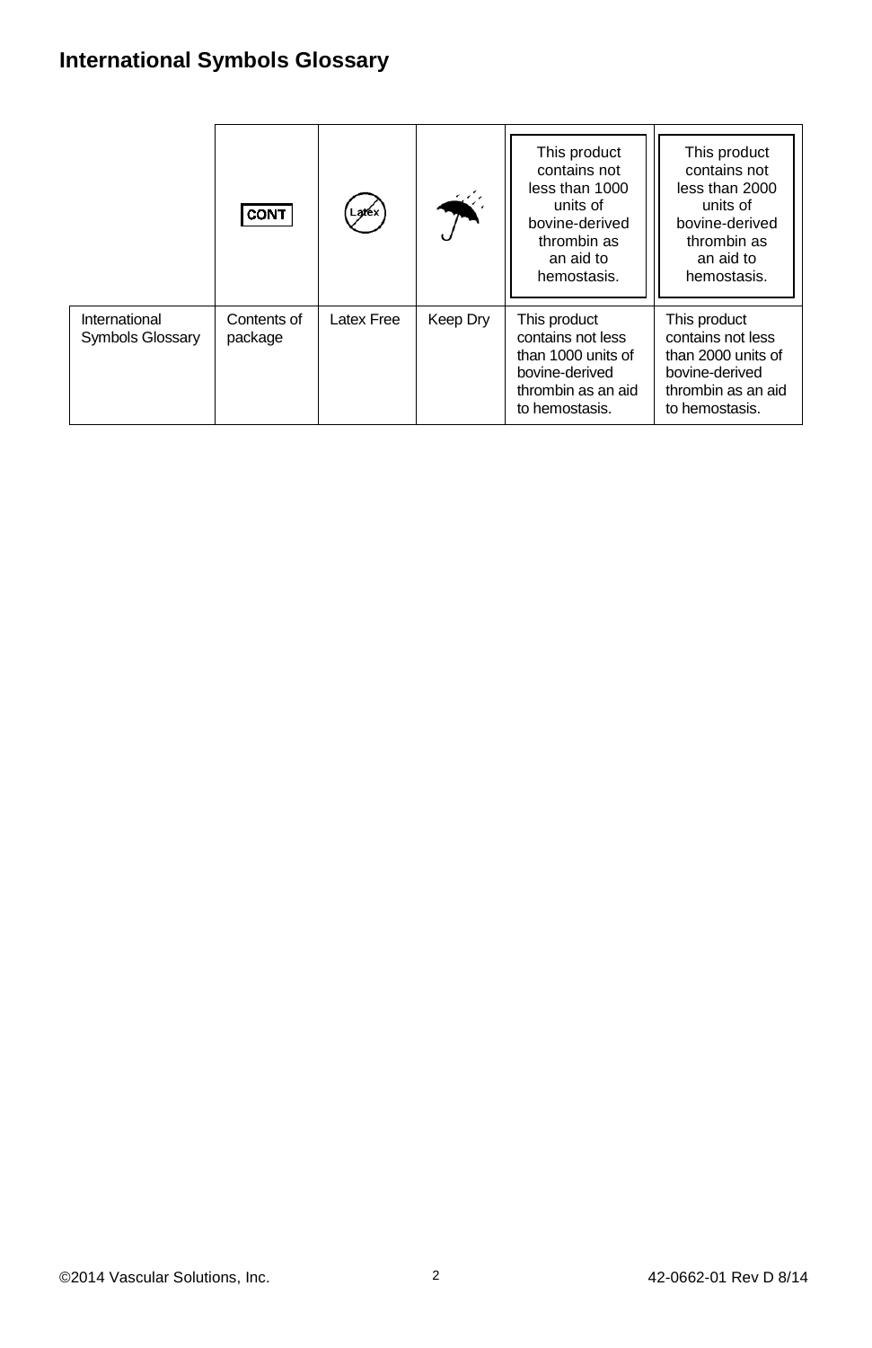## International Symbols Glossary

| | CONT | Latex | (umbrella symbol) | This product contains not less than 1000 units of bovine-derived thrombin as an aid to hemostasis. | This product contains not less than 2000 units of bovine-derived thrombin as an aid to hemostasis. |
|---|---|---|---|---|---|
| International Symbols Glossary | Contents of package | Latex Free | Keep Dry | This product contains not less than 1000 units of bovine-derived thrombin as an aid to hemostasis. | This product contains not less than 2000 units of bovine-derived thrombin as an aid to hemostasis. |

©2014 Vascular Solutions, Inc. 42-0662-01 Rev D 8/14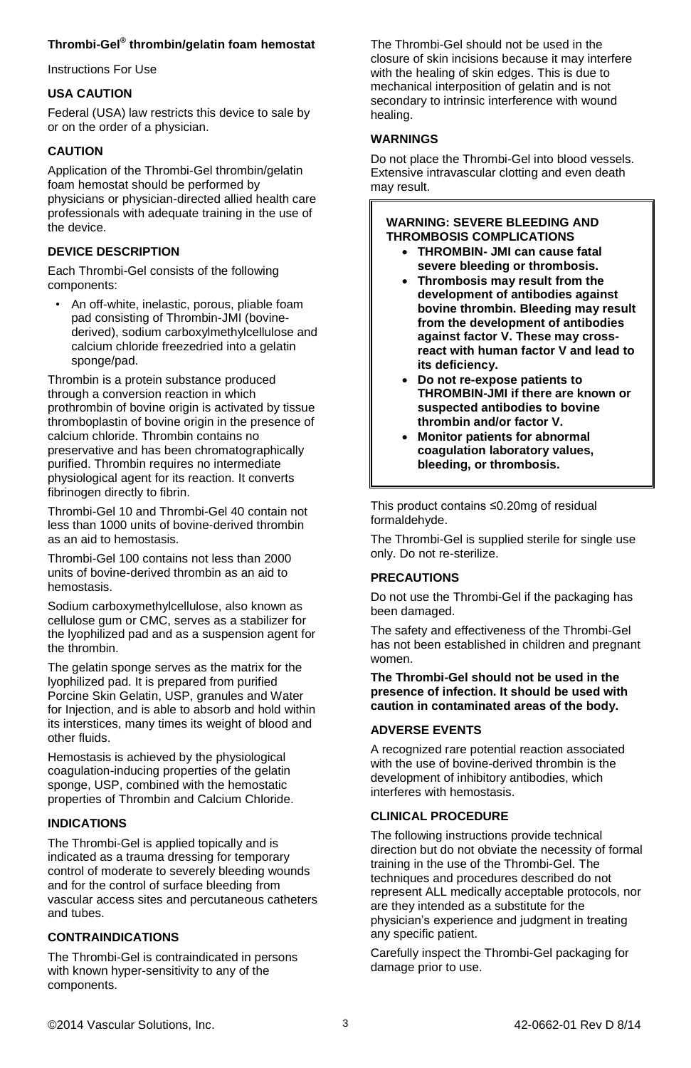**Thrombi-Gel® thrombin/gelatin foam hemostat**

Instructions For Use

**USA CAUTION**

Federal (USA) law restricts this device to sale by or on the order of a physician.

**CAUTION**

Application of the Thrombi-Gel thrombin/gelatin foam hemostat should be performed by physicians or physician-directed allied health care professionals with adequate training in the use of the device.

**DEVICE DESCRIPTION**

Each Thrombi-Gel consists of the following components:

- An off-white, inelastic, porous, pliable foam pad consisting of Thrombin-JMI (bovine-derived), sodium carboxylmethylcellulose and calcium chloride freezedried into a gelatin sponge/pad.

Thrombin is a protein substance produced through a conversion reaction in which prothrombin of bovine origin is activated by tissue thromboplastin of bovine origin in the presence of calcium chloride. Thrombin contains no preservative and has been chromatographically purified. Thrombin requires no intermediate physiological agent for its reaction. It converts fibrinogen directly to fibrin.

Thrombi-Gel 10 and Thrombi-Gel 40 contain not less than 1000 units of bovine-derived thrombin as an aid to hemostasis.

Thrombi-Gel 100 contains not less than 2000 units of bovine-derived thrombin as an aid to hemostasis.

Sodium carboxymethylcellulose, also known as cellulose gum or CMC, serves as a stabilizer for the lyophilized pad and as a suspension agent for the thrombin.

The gelatin sponge serves as the matrix for the lyophilized pad. It is prepared from purified Porcine Skin Gelatin, USP, granules and Water for Injection, and is able to absorb and hold within its interstices, many times its weight of blood and other fluids.

Hemostasis is achieved by the physiological coagulation-inducing properties of the gelatin sponge, USP, combined with the hemostatic properties of Thrombin and Calcium Chloride.

**INDICATIONS**

The Thrombi-Gel is applied topically and is indicated as a trauma dressing for temporary control of moderate to severely bleeding wounds and for the control of surface bleeding from vascular access sites and percutaneous catheters and tubes.

**CONTRAINDICATIONS**

The Thrombi-Gel is contraindicated in persons with known hyper-sensitivity to any of the components.

The Thrombi-Gel should not be used in the closure of skin incisions because it may interfere with the healing of skin edges. This is due to mechanical interposition of gelatin and is not secondary to intrinsic interference with wound healing.

**WARNINGS**

Do not place the Thrombi-Gel into blood vessels. Extensive intravascular clotting and even death may result.

**WARNING: SEVERE BLEEDING AND THROMBOSIS COMPLICATIONS**

- **THROMBIN- JMI can cause fatal severe bleeding or thrombosis.**
- **Thrombosis may result from the development of antibodies against bovine thrombin. Bleeding may result from the development of antibodies against factor V. These may cross-react with human factor V and lead to its deficiency.**
- **Do not re-expose patients to THROMBIN-JMI if there are known or suspected antibodies to bovine thrombin and/or factor V.**
- **Monitor patients for abnormal coagulation laboratory values, bleeding, or thrombosis.**

This product contains ≤0.20mg of residual formaldehyde.

The Thrombi-Gel is supplied sterile for single use only. Do not re-sterilize.

**PRECAUTIONS**

Do not use the Thrombi-Gel if the packaging has been damaged.

The safety and effectiveness of the Thrombi-Gel has not been established in children and pregnant women.

**The Thrombi-Gel should not be used in the presence of infection. It should be used with caution in contaminated areas of the body.**

**ADVERSE EVENTS**

A recognized rare potential reaction associated with the use of bovine-derived thrombin is the development of inhibitory antibodies, which interferes with hemostasis.

**CLINICAL PROCEDURE**

The following instructions provide technical direction but do not obviate the necessity of formal training in the use of the Thrombi-Gel. The techniques and procedures described do not represent ALL medically acceptable protocols, nor are they intended as a substitute for the physician's experience and judgment in treating any specific patient.

Carefully inspect the Thrombi-Gel packaging for damage prior to use.

©2014 Vascular Solutions, Inc. 42-0662-01 Rev D 8/14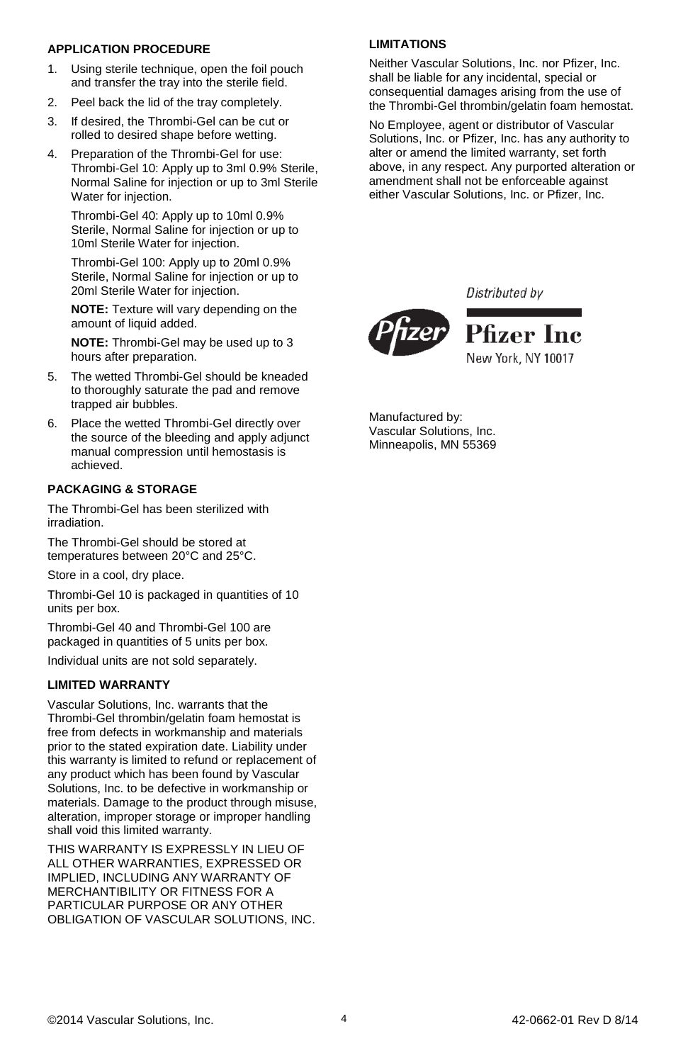**APPLICATION PROCEDURE**

1. Using sterile technique, open the foil pouch and transfer the tray into the sterile field.
2. Peel back the lid of the tray completely.
3. If desired, the Thrombi-Gel can be cut or rolled to desired shape before wetting.
4. Preparation of the Thrombi-Gel for use: Thrombi-Gel 10: Apply up to 3ml 0.9% Sterile, Normal Saline for injection or up to 3ml Sterile Water for injection.

   Thrombi-Gel 40: Apply up to 10ml 0.9% Sterile, Normal Saline for injection or up to 10ml Sterile Water for injection.

   Thrombi-Gel 100: Apply up to 20ml 0.9% Sterile, Normal Saline for injection or up to 20ml Sterile Water for injection.

   **NOTE:** Texture will vary depending on the amount of liquid added.

   **NOTE:** Thrombi-Gel may be used up to 3 hours after preparation.

5. The wetted Thrombi-Gel should be kneaded to thoroughly saturate the pad and remove trapped air bubbles.
6. Place the wetted Thrombi-Gel directly over the source of the bleeding and apply adjunct manual compression until hemostasis is achieved.

**PACKAGING & STORAGE**

The Thrombi-Gel has been sterilized with irradiation.

The Thrombi-Gel should be stored at temperatures between 20°C and 25°C.

Store in a cool, dry place.

Thrombi-Gel 10 is packaged in quantities of 10 units per box.

Thrombi-Gel 40 and Thrombi-Gel 100 are packaged in quantities of 5 units per box.

Individual units are not sold separately.

**LIMITED WARRANTY**

Vascular Solutions, Inc. warrants that the Thrombi-Gel thrombin/gelatin foam hemostat is free from defects in workmanship and materials prior to the stated expiration date. Liability under this warranty is limited to refund or replacement of any product which has been found by Vascular Solutions, Inc. to be defective in workmanship or materials. Damage to the product through misuse, alteration, improper storage or improper handling shall void this limited warranty.

THIS WARRANTY IS EXPRESSLY IN LIEU OF ALL OTHER WARRANTIES, EXPRESSED OR IMPLIED, INCLUDING ANY WARRANTY OF MERCHANTIBILITY OR FITNESS FOR A PARTICULAR PURPOSE OR ANY OTHER OBLIGATION OF VASCULAR SOLUTIONS, INC.

**LIMITATIONS**

Neither Vascular Solutions, Inc. nor Pfizer, Inc. shall be liable for any incidental, special or consequential damages arising from the use of the Thrombi-Gel thrombin/gelatin foam hemostat.

No Employee, agent or distributor of Vascular Solutions, Inc. or Pfizer, Inc. has any authority to alter or amend the limited warranty, set forth above, in any respect. Any purported alteration or amendment shall not be enforceable against either Vascular Solutions, Inc. or Pfizer, Inc.

*Distributed by*

Pfizer Inc
New York, NY 10017

Manufactured by:
Vascular Solutions, Inc.
Minneapolis, MN 55369

©2014 Vascular Solutions, Inc.

42-0662-01 Rev D 8/14